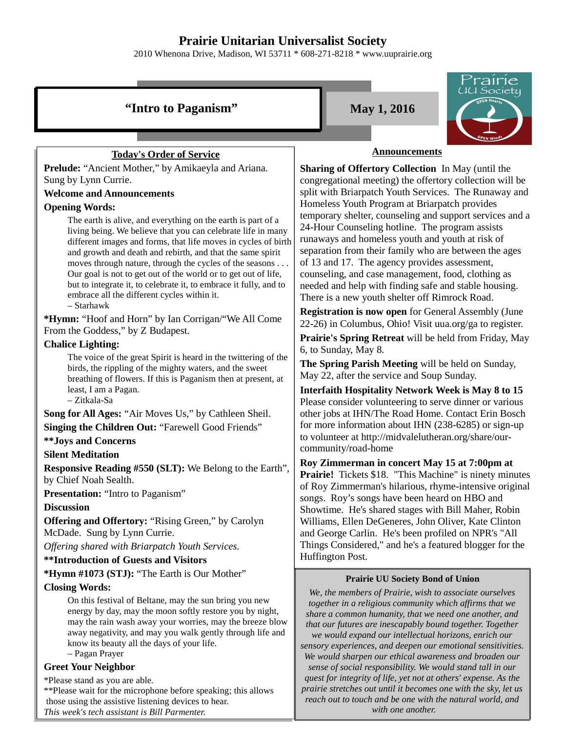# Prairie Unitarian Universalist Society

2010 Whenona Drive, Madison, WI 53711 * 608-271-8218 * www.uuprairie.org

## "Intro to Paganism"

**May 1, 2016**

### Today's Order of Service

**Prelude:** "Ancient Mother," by Amikaeyla and Ariana. Sung by Lynn Currie.

**Welcome and Announcements**

**Opening Words:**

> The earth is alive, and everything on the earth is part of a living being. We believe that you can celebrate life in many different images and forms, that life moves in cycles of birth and growth and death and rebirth, and that the same spirit moves through nature, through the cycles of the seasons . . . Our goal is not to get out of the world or to get out of life, but to integrate it, to celebrate it, to embrace it fully, and to embrace all the different cycles within it.
> – Starhawk

***Hymn:** "Hoof and Horn" by Ian Corrigan/"We All Come From the Goddess," by Z Budapest.

**Chalice Lighting:**

> The voice of the great Spirit is heard in the twittering of the birds, the rippling of the mighty waters, and the sweet breathing of flowers. If this is Paganism then at present, at least, I am a Pagan.
> – Zitkala-Sa

**Song for All Ages:** "Air Moves Us," by Cathleen Sheil.

**Singing the Children Out:** "Farewell Good Friends"

****Joys and Concerns**

**Silent Meditation**

**Responsive Reading #550 (SLT):** We Belong to the Earth", by Chief Noah Sealth.

**Presentation:** "Intro to Paganism"

**Discussion**

**Offering and Offertory:** "Rising Green," by Carolyn McDade. Sung by Lynn Currie.

*Offering shared with Briarpatch Youth Services.*

****Introduction of Guests and Visitors**

***Hymn #1073 (STJ):** "The Earth is Our Mother"

**Closing Words:**

> On this festival of Beltane, may the sun bring you new energy by day, may the moon softly restore you by night, may the rain wash away your worries, may the breeze blow away your negativity, and may you walk gently through life and know its beauty all the days of your life.
> – Pagan Prayer

**Greet Your Neighbor**

*Please stand as you are able.
**Please wait for the microphone before speaking; this allows those using the assistive listening devices to hear.
*This week's tech assistant is Bill Parmenter.*

### Announcements

**Sharing of Offertory Collection** In May (until the congregational meeting) the offertory collection will be split with Briarpatch Youth Services. The Runaway and Homeless Youth Program at Briarpatch provides temporary shelter, counseling and support services and a 24-Hour Counseling hotline. The program assists runaways and homeless youth and youth at risk of separation from their family who are between the ages of 13 and 17. The agency provides assessment, counseling, and case management, food, clothing as needed and help with finding safe and stable housing. There is a new youth shelter off Rimrock Road.

**Registration is now open** for General Assembly (June 22-26) in Columbus, Ohio! Visit uua.org/ga to register.

**Prairie's Spring Retreat** will be held from Friday, May 6, to Sunday, May 8.

**The Spring Parish Meeting** will be held on Sunday, May 22, after the service and Soup Sunday.

**Interfaith Hospitality Network Week is May 8 to 15** Please consider volunteering to serve dinner or various other jobs at IHN/The Road Home. Contact Erin Bosch for more information about IHN (238-6285) or sign-up to volunteer at http://midvalelutheran.org/share/our-community/road-home

**Roy Zimmerman in concert May 15 at 7:00pm at Prairie!** Tickets $18. "This Machine" is ninety minutes of Roy Zimmerman's hilarious, rhyme-intensive original songs. Roy's songs have been heard on HBO and Showtime. He's shared stages with Bill Maher, Robin Williams, Ellen DeGeneres, John Oliver, Kate Clinton and George Carlin. He's been profiled on NPR's "All Things Considered," and he's a featured blogger for the Huffington Post.

### Prairie UU Society Bond of Union

*We, the members of Prairie, wish to associate ourselves together in a religious community which affirms that we share a common humanity, that we need one another, and that our futures are inescapably bound together. Together we would expand our intellectual horizons, enrich our sensory experiences, and deepen our emotional sensitivities. We would sharpen our ethical awareness and broaden our sense of social responsibility. We would stand tall in our quest for integrity of life, yet not at others' expense. As the prairie stretches out until it becomes one with the sky, let us reach out to touch and be one with the natural world, and with one another.*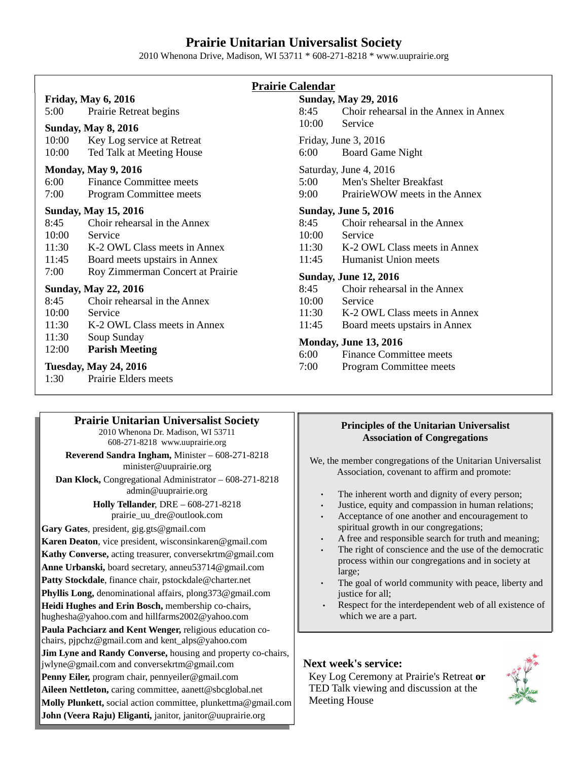# Prairie Unitarian Universalist Society

2010 Whenona Drive, Madison, WI 53711 * 608-271-8218 * www.uuprairie.org

## Prairie Calendar

**Friday, May 6, 2016**
5:00 Prairie Retreat begins

**Sunday, May 8, 2016**
10:00 Key Log service at Retreat
10:00 Ted Talk at Meeting House

**Monday, May 9, 2016**
6:00 Finance Committee meets
7:00 Program Committee meets

**Sunday, May 15, 2016**
8:45 Choir rehearsal in the Annex
10:00 Service
11:30 K-2 OWL Class meets in Annex
11:45 Board meets upstairs in Annex
7:00 Roy Zimmerman Concert at Prairie

**Sunday, May 22, 2016**
8:45 Choir rehearsal in the Annex
10:00 Service
11:30 K-2 OWL Class meets in Annex
11:30 Soup Sunday
12:00 **Parish Meeting**

**Tuesday, May 24, 2016**
1:30 Prairie Elders meets

**Sunday, May 29, 2016**
8:45 Choir rehearsal in the Annex in Annex
10:00 Service

Friday, June 3, 2016
6:00 Board Game Night

Saturday, June 4, 2016
5:00 Men's Shelter Breakfast
9:00 PrairieWOW meets in the Annex

**Sunday, June 5, 2016**
8:45 Choir rehearsal in the Annex
10:00 Service
11:30 K-2 OWL Class meets in Annex
11:45 Humanist Union meets

**Sunday, June 12, 2016**
8:45 Choir rehearsal in the Annex
10:00 Service
11:30 K-2 OWL Class meets in Annex
11:45 Board meets upstairs in Annex

**Monday, June 13, 2016**
6:00 Finance Committee meets
7:00 Program Committee meets

### Prairie Unitarian Universalist Society

2010 Whenona Dr. Madison, WI 53711
608-271-8218 www.uuprairie.org

**Reverend Sandra Ingham,** Minister – 608-271-8218
minister@uuprairie.org

**Dan Klock,** Congregational Administrator – 608-271-8218
admin@uuprairie.org

**Holly Tellander**, DRE – 608-271-8218
prairie_uu_dre@outlook.com

**Gary Gates**, president, gig.gts@gmail.com
**Karen Deaton**, vice president, wisconsinkaren@gmail.com
**Kathy Converse,** acting treasurer, conversekrtm@gmail.com
**Anne Urbanski,** board secretary, anneu53714@gmail.com
**Patty Stockdale**, finance chair, pstockdale@charter.net
**Phyllis Long,** denominational affairs, plong373@gmail.com
**Heidi Hughes and Erin Bosch,** membership co-chairs, hughesha@yahoo.com and hillfarms2002@yahoo.com
**Paula Pachciarz and Kent Wenger,** religious education co-chairs, pjpchz@gmail.com and kent_alps@yahoo.com
**Jim Lyne and Randy Converse,** housing and property co-chairs, jwlyne@gmail.com and conversekrtm@gmail.com
**Penny Eiler,** program chair, pennyeiler@gmail.com
**Aileen Nettleton,** caring committee, aanett@sbcglobal.net
**Molly Plunkett,** social action committee, plunkettma@gmail.com
**John (Veera Raju) Eliganti,** janitor, janitor@uuprairie.org

### Principles of the Unitarian Universalist Association of Congregations

We, the member congregations of the Unitarian Universalist Association, covenant to affirm and promote:

- The inherent worth and dignity of every person;
- Justice, equity and compassion in human relations;
- Acceptance of one another and encouragement to spiritual growth in our congregations;
- A free and responsible search for truth and meaning;
- The right of conscience and the use of the democratic process within our congregations and in society at large;
- The goal of world community with peace, liberty and justice for all;
- Respect for the interdependent web of all existence of which we are a part.

### Next week's service:

Key Log Ceremony at Prairie's Retreat **or** TED Talk viewing and discussion at the Meeting House